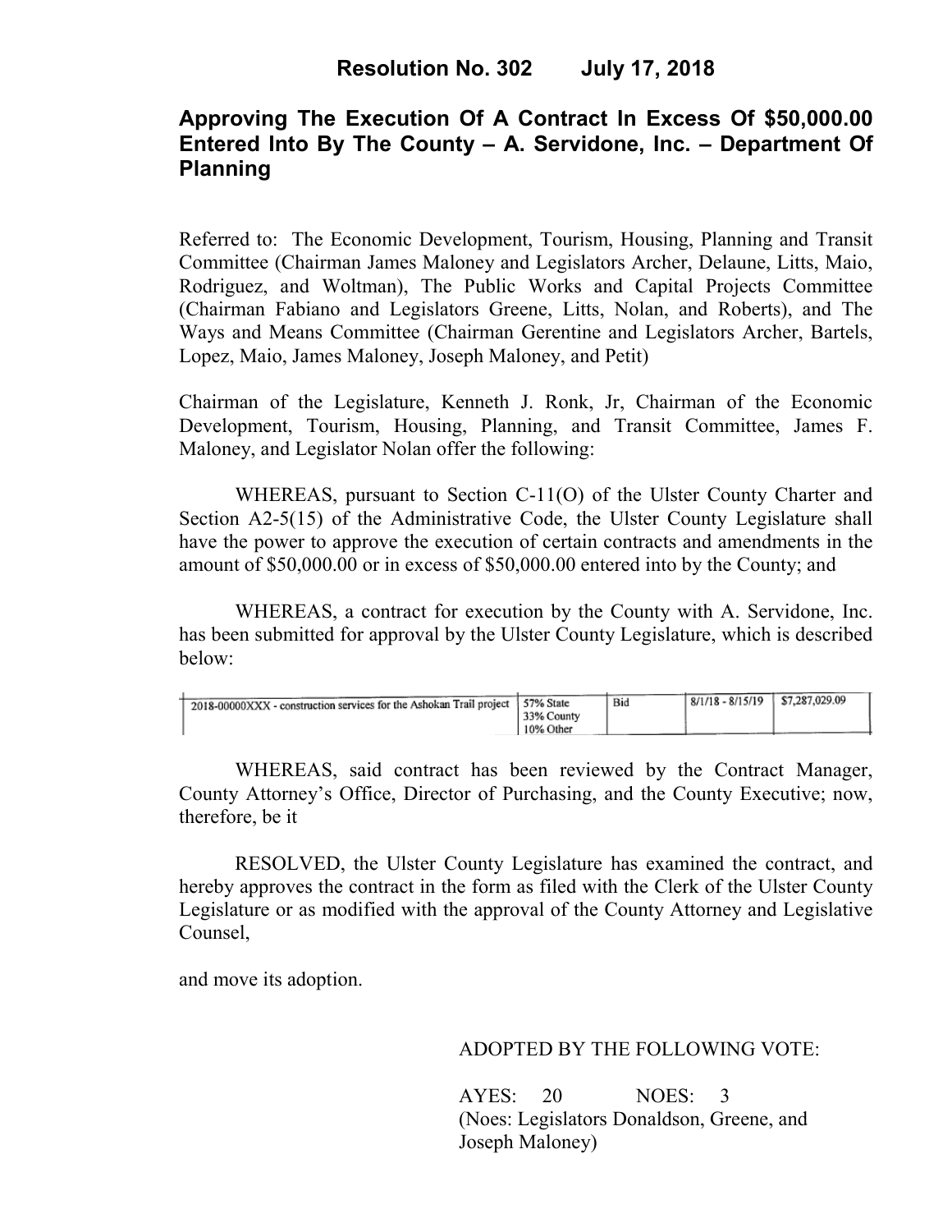# Resolution No. 302 July 17, 2018

## Approving The Execution Of A Contract In Excess Of $50,000.00 Entered Into By The County – A. Servidone, Inc. – Department Of Planning

Referred to: The Economic Development, Tourism, Housing, Planning and Transit Committee (Chairman James Maloney and Legislators Archer, Delaune, Litts, Maio, Rodriguez, and Woltman), The Public Works and Capital Projects Committee (Chairman Fabiano and Legislators Greene, Litts, Nolan, and Roberts), and The Ways and Means Committee (Chairman Gerentine and Legislators Archer, Bartels, Lopez, Maio, James Maloney, Joseph Maloney, and Petit)

Chairman of the Legislature, Kenneth J. Ronk, Jr, Chairman of the Economic Development, Tourism, Housing, Planning, and Transit Committee, James F. Maloney, and Legislator Nolan offer the following:

WHEREAS, pursuant to Section C-11(O) of the Ulster County Charter and Section A2-5(15) of the Administrative Code, the Ulster County Legislature shall have the power to approve the execution of certain contracts and amendments in the amount of $50,000.00 or in excess of $50,000.00 entered into by the County; and

WHEREAS, a contract for execution by the County with A. Servidone, Inc. has been submitted for approval by the Ulster County Legislature, which is described below:

| | | | | |
|---|---|---|---|---|
| 2018-00000XXX - construction services for the Ashokan Trail project | 57% State<br>33% County<br>10% Other | Bid | 8/1/18 - 8/15/19 | $7,287,029.09 |

WHEREAS, said contract has been reviewed by the Contract Manager, County Attorney's Office, Director of Purchasing, and the County Executive; now, therefore, be it

RESOLVED, the Ulster County Legislature has examined the contract, and hereby approves the contract in the form as filed with the Clerk of the Ulster County Legislature or as modified with the approval of the County Attorney and Legislative Counsel,

and move its adoption.

ADOPTED BY THE FOLLOWING VOTE:

AYES: 20 NOES: 3
(Noes: Legislators Donaldson, Greene, and Joseph Maloney)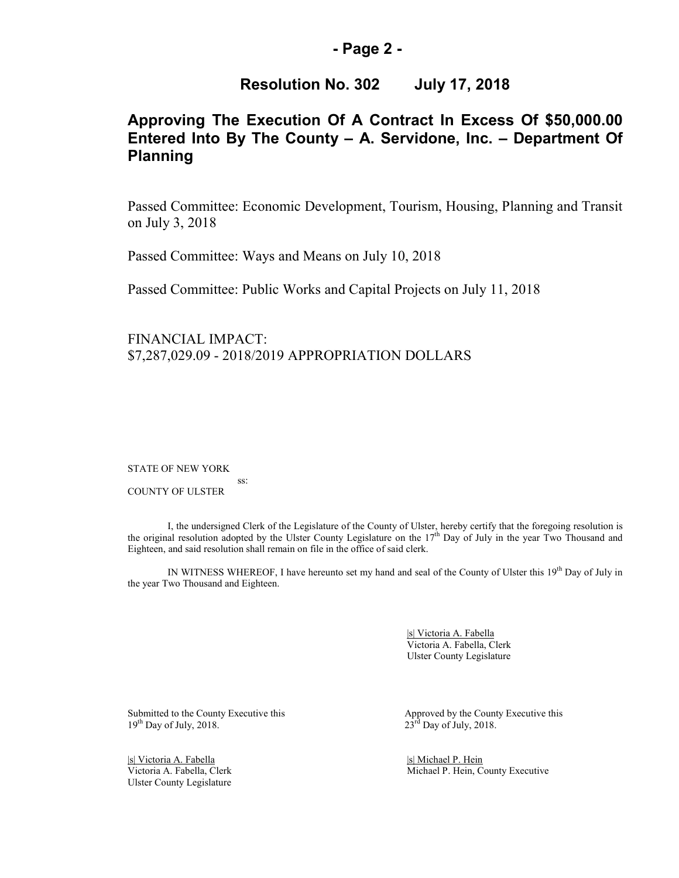## Resolution No. 302 July 17, 2018

## Approving The Execution Of A Contract In Excess Of $50,000.00 Entered Into By The County – A. Servidone, Inc. – Department Of Planning

Passed Committee: Economic Development, Tourism, Housing, Planning and Transit on July 3, 2018

Passed Committee: Ways and Means on July 10, 2018

Passed Committee: Public Works and Capital Projects on July 11, 2018

FINANCIAL IMPACT:
$7,287,029.09 - 2018/2019 APPROPRIATION DOLLARS

STATE OF NEW YORK
ss:
COUNTY OF ULSTER

I, the undersigned Clerk of the Legislature of the County of Ulster, hereby certify that the foregoing resolution is the original resolution adopted by the Ulster County Legislature on the 17th Day of July in the year Two Thousand and Eighteen, and said resolution shall remain on file in the office of said clerk.

IN WITNESS WHEREOF, I have hereunto set my hand and seal of the County of Ulster this 19th Day of July in the year Two Thousand and Eighteen.

|s| Victoria A. Fabella
Victoria A. Fabella, Clerk
Ulster County Legislature

Submitted to the County Executive this 19th Day of July, 2018.

|s| Victoria A. Fabella
Victoria A. Fabella, Clerk
Ulster County Legislature

Approved by the County Executive this 23rd Day of July, 2018.

|s| Michael P. Hein
Michael P. Hein, County Executive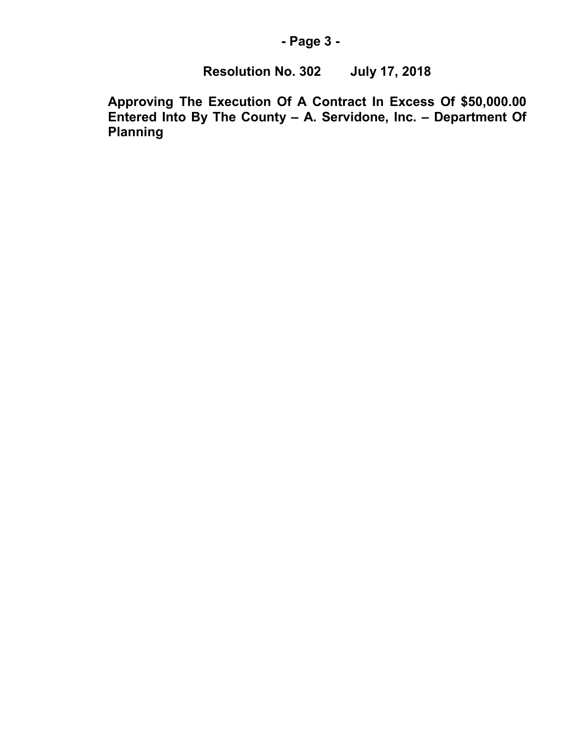**Resolution No. 302 July 17, 2018**

**Approving The Execution Of A Contract In Excess Of $50,000.00 Entered Into By The County – A. Servidone, Inc. – Department Of Planning**